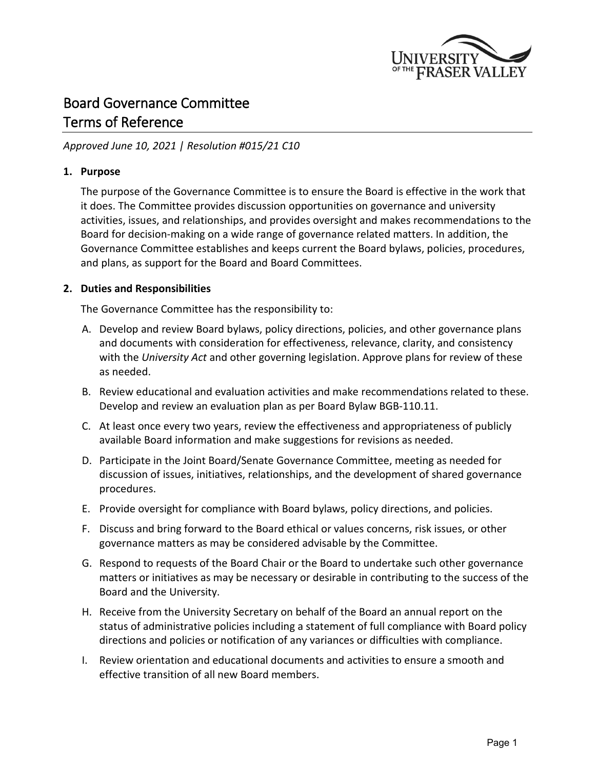# Board Governance Committee
# Terms of Reference

*Approved June 10, 2021 | Resolution #015/21 C10*

**1. Purpose**

The purpose of the Governance Committee is to ensure the Board is effective in the work that it does. The Committee provides discussion opportunities on governance and university activities, issues, and relationships, and provides oversight and makes recommendations to the Board for decision-making on a wide range of governance related matters. In addition, the Governance Committee establishes and keeps current the Board bylaws, policies, procedures, and plans, as support for the Board and Board Committees.

**2. Duties and Responsibilities**

The Governance Committee has the responsibility to:

A. Develop and review Board bylaws, policy directions, policies, and other governance plans and documents with consideration for effectiveness, relevance, clarity, and consistency with the *University Act* and other governing legislation. Approve plans for review of these as needed.

B. Review educational and evaluation activities and make recommendations related to these. Develop and review an evaluation plan as per Board Bylaw BGB-110.11.

C. At least once every two years, review the effectiveness and appropriateness of publicly available Board information and make suggestions for revisions as needed.

D. Participate in the Joint Board/Senate Governance Committee, meeting as needed for discussion of issues, initiatives, relationships, and the development of shared governance procedures.

E. Provide oversight for compliance with Board bylaws, policy directions, and policies.

F. Discuss and bring forward to the Board ethical or values concerns, risk issues, or other governance matters as may be considered advisable by the Committee.

G. Respond to requests of the Board Chair or the Board to undertake such other governance matters or initiatives as may be necessary or desirable in contributing to the success of the Board and the University.

H. Receive from the University Secretary on behalf of the Board an annual report on the status of administrative policies including a statement of full compliance with Board policy directions and policies or notification of any variances or difficulties with compliance.

I. Review orientation and educational documents and activities to ensure a smooth and effective transition of all new Board members.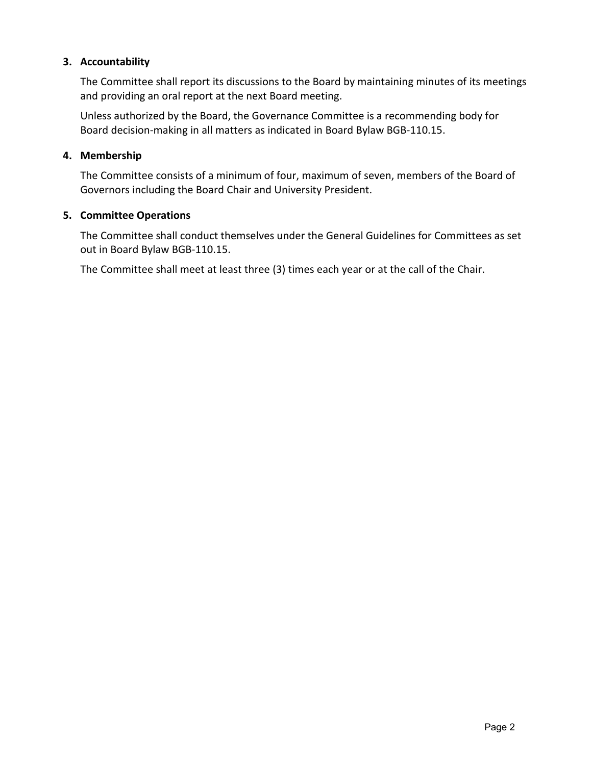### 3. Accountability

The Committee shall report its discussions to the Board by maintaining minutes of its meetings and providing an oral report at the next Board meeting.

Unless authorized by the Board, the Governance Committee is a recommending body for Board decision-making in all matters as indicated in Board Bylaw BGB-110.15.

### 4. Membership

The Committee consists of a minimum of four, maximum of seven, members of the Board of Governors including the Board Chair and University President.

### 5. Committee Operations

The Committee shall conduct themselves under the General Guidelines for Committees as set out in Board Bylaw BGB-110.15.

The Committee shall meet at least three (3) times each year or at the call of the Chair.